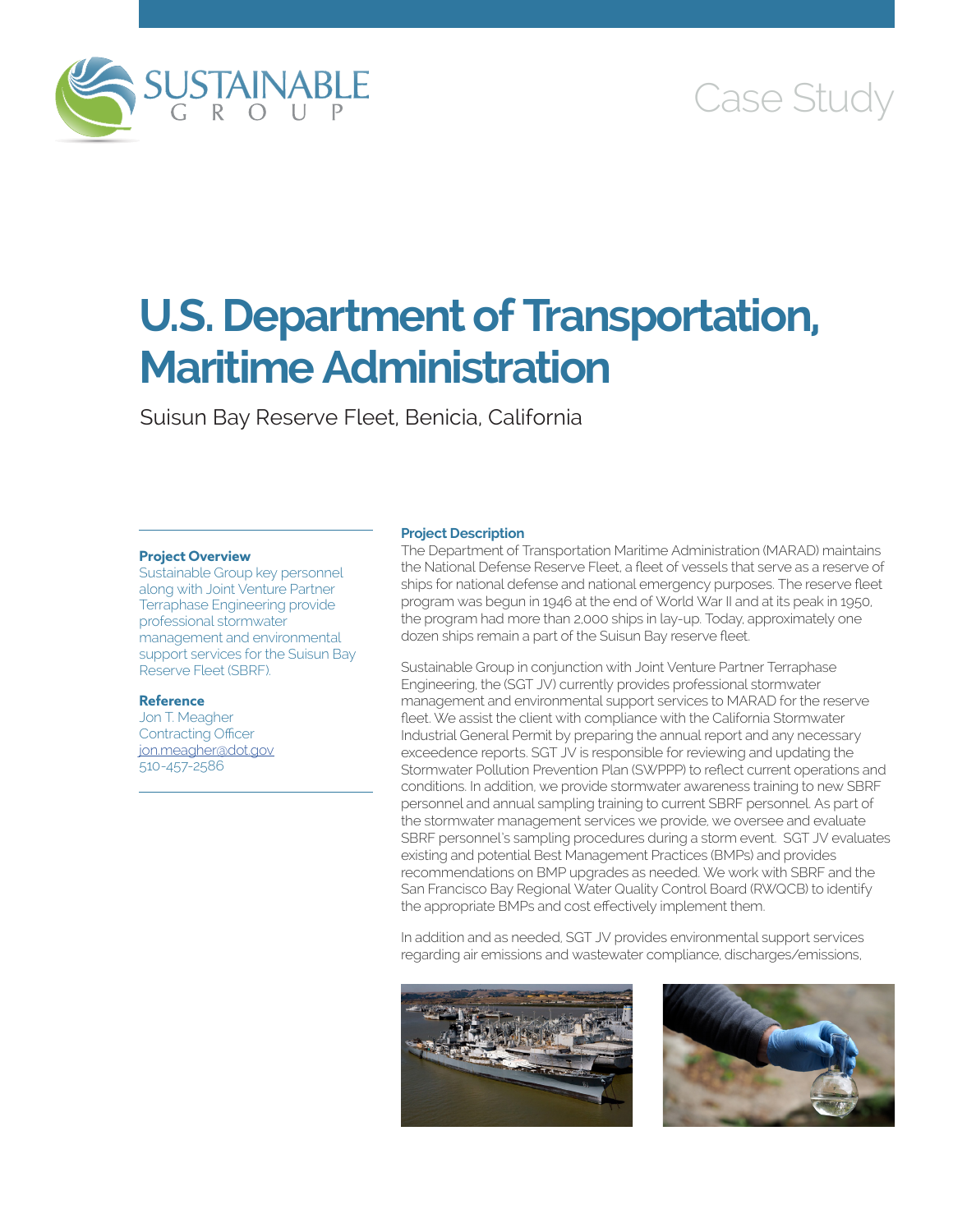SUSTAINABLE GROUP

Case Study

# U.S. Department of Transportation, Maritime Administration

Suisun Bay Reserve Fleet, Benicia, California

**Project Overview**

Sustainable Group key personnel along with Joint Venture Partner Terraphase Engineering provide professional stormwater management and environmental support services for the Suisun Bay Reserve Fleet (SBRF).

**Reference**

Jon T. Meagher
Contracting Officer
jon.meagher@dot.gov
510-457-2586

**Project Description**

The Department of Transportation Maritime Administration (MARAD) maintains the National Defense Reserve Fleet, a fleet of vessels that serve as a reserve of ships for national defense and national emergency purposes. The reserve fleet program was begun in 1946 at the end of World War II and at its peak in 1950, the program had more than 2,000 ships in lay-up. Today, approximately one dozen ships remain a part of the Suisun Bay reserve fleet.

Sustainable Group in conjunction with Joint Venture Partner Terraphase Engineering, the (SGT JV) currently provides professional stormwater management and environmental support services to MARAD for the reserve fleet. We assist the client with compliance with the California Stormwater Industrial General Permit by preparing the annual report and any necessary exceedence reports. SGT JV is responsible for reviewing and updating the Stormwater Pollution Prevention Plan (SWPPP) to reflect current operations and conditions. In addition, we provide stormwater awareness training to new SBRF personnel and annual sampling training to current SBRF personnel. As part of the stormwater management services we provide, we oversee and evaluate SBRF personnel's sampling procedures during a storm event. SGT JV evaluates existing and potential Best Management Practices (BMPs) and provides recommendations on BMP upgrades as needed. We work with SBRF and the San Francisco Bay Regional Water Quality Control Board (RWQCB) to identify the appropriate BMPs and cost effectively implement them.

In addition and as needed, SGT JV provides environmental support services regarding air emissions and wastewater compliance, discharges/emissions,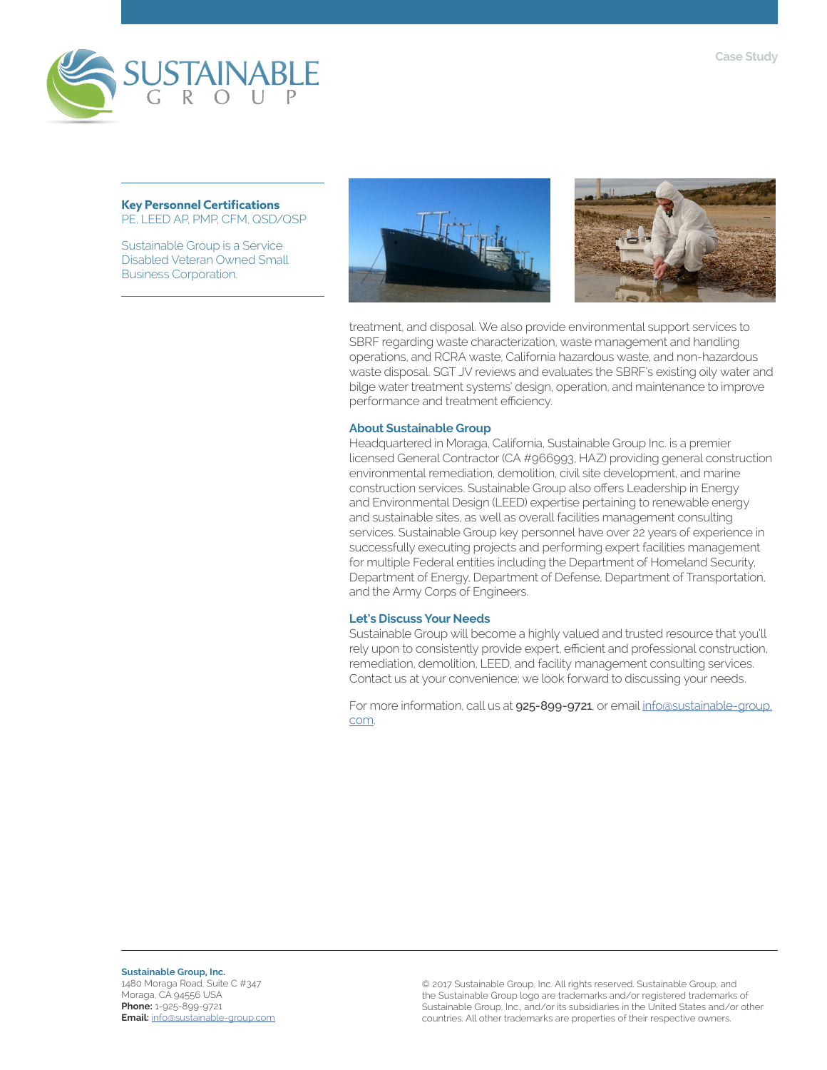Case Study

**Key Personnel Certifications**
PE, LEED AP, PMP, CFM, QSD/QSP

Sustainable Group is a Service Disabled Veteran Owned Small Business Corporation.

treatment, and disposal. We also provide environmental support services to SBRF regarding waste characterization, waste management and handling operations, and RCRA waste, California hazardous waste, and non-hazardous waste disposal. SGT JV reviews and evaluates the SBRF's existing oily water and bilge water treatment systems' design, operation, and maintenance to improve performance and treatment efficiency.

### About Sustainable Group

Headquartered in Moraga, California, Sustainable Group Inc. is a premier licensed General Contractor (CA #966993, HAZ) providing general construction environmental remediation, demolition, civil site development, and marine construction services. Sustainable Group also offers Leadership in Energy and Environmental Design (LEED) expertise pertaining to renewable energy and sustainable sites, as well as overall facilities management consulting services. Sustainable Group key personnel have over 22 years of experience in successfully executing projects and performing expert facilities management for multiple Federal entities including the Department of Homeland Security, Department of Energy, Department of Defense, Department of Transportation, and the Army Corps of Engineers.

### Let's Discuss Your Needs

Sustainable Group will become a highly valued and trusted resource that you'll rely upon to consistently provide expert, efficient and professional construction, remediation, demolition, LEED, and facility management consulting services. Contact us at your convenience; we look forward to discussing your needs.

For more information, call us at **925-899-9721**, or email info@sustainable-group.com.

**Sustainable Group, Inc.**
1480 Moraga Road, Suite C #347
Moraga, CA 94556 USA
**Phone:** 1-925-899-9721
**Email:** info@sustainable-group.com

© 2017 Sustainable Group, Inc. All rights reserved. Sustainable Group, and the Sustainable Group logo are trademarks and/or registered trademarks of Sustainable Group, Inc., and/or its subsidiaries in the United States and/or other countries. All other trademarks are properties of their respective owners.